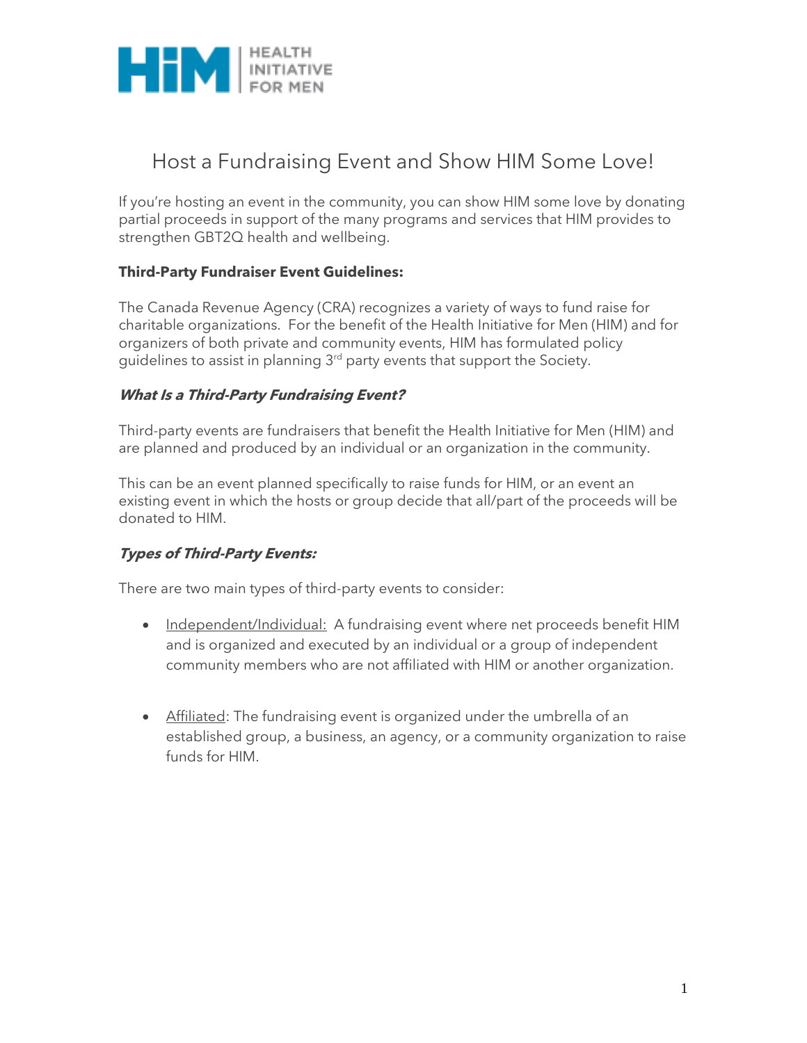HiM | HEALTH INITIATIVE FOR MEN

# Host a Fundraising Event and Show HIM Some Love!

If you're hosting an event in the community, you can show HIM some love by donating partial proceeds in support of the many programs and services that HIM provides to strengthen GBT2Q health and wellbeing.

**Third-Party Fundraiser Event Guidelines:**

The Canada Revenue Agency (CRA) recognizes a variety of ways to fund raise for charitable organizations. For the benefit of the Health Initiative for Men (HIM) and for organizers of both private and community events, HIM has formulated policy guidelines to assist in planning 3rd party events that support the Society.

***What Is a Third-Party Fundraising Event?***

Third-party events are fundraisers that benefit the Health Initiative for Men (HIM) and are planned and produced by an individual or an organization in the community.

This can be an event planned specifically to raise funds for HIM, or an event an existing event in which the hosts or group decide that all/part of the proceeds will be donated to HIM.

***Types of Third-Party Events:***

There are two main types of third-party events to consider:

- Independent/Individual: A fundraising event where net proceeds benefit HIM and is organized and executed by an individual or a group of independent community members who are not affiliated with HIM or another organization.

- Affiliated: The fundraising event is organized under the umbrella of an established group, a business, an agency, or a community organization to raise funds for HIM.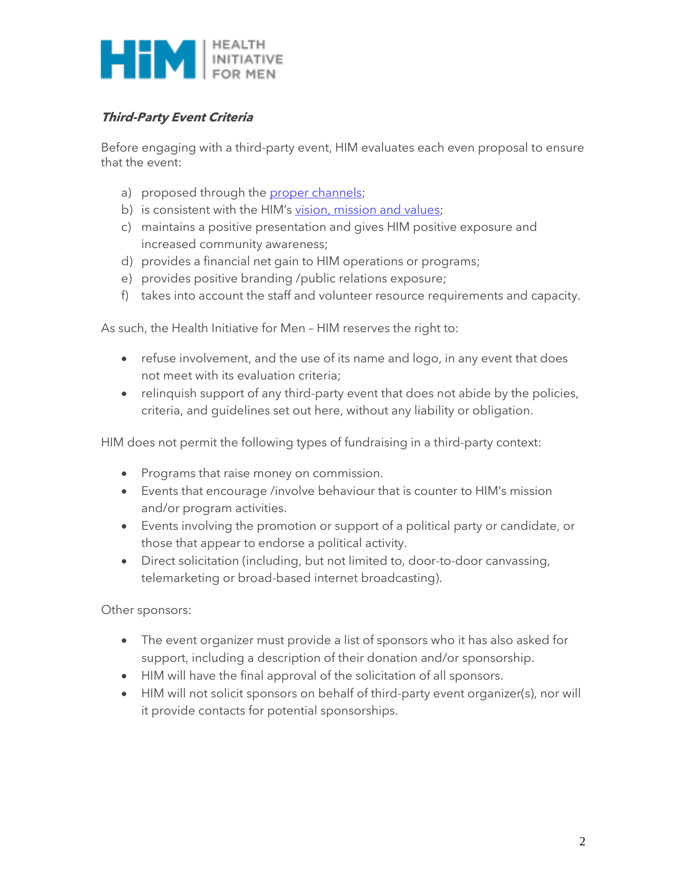***Third-Party Event Criteria***

Before engaging with a third-party event, HIM evaluates each even proposal to ensure that the event:

a) proposed through the proper channels;
b) is consistent with the HIM's vision, mission and values;
c) maintains a positive presentation and gives HIM positive exposure and increased community awareness;
d) provides a financial net gain to HIM operations or programs;
e) provides positive branding /public relations exposure;
f) takes into account the staff and volunteer resource requirements and capacity.

As such, the Health Initiative for Men – HIM reserves the right to:

- refuse involvement, and the use of its name and logo, in any event that does not meet with its evaluation criteria;
- relinquish support of any third-party event that does not abide by the policies, criteria, and guidelines set out here, without any liability or obligation.

HIM does not permit the following types of fundraising in a third-party context:

- Programs that raise money on commission.
- Events that encourage /involve behaviour that is counter to HIM's mission and/or program activities.
- Events involving the promotion or support of a political party or candidate, or those that appear to endorse a political activity.
- Direct solicitation (including, but not limited to, door-to-door canvassing, telemarketing or broad-based internet broadcasting).

Other sponsors:

- The event organizer must provide a list of sponsors who it has also asked for support, including a description of their donation and/or sponsorship.
- HIM will have the final approval of the solicitation of all sponsors.
- HIM will not solicit sponsors on behalf of third-party event organizer(s), nor will it provide contacts for potential sponsorships.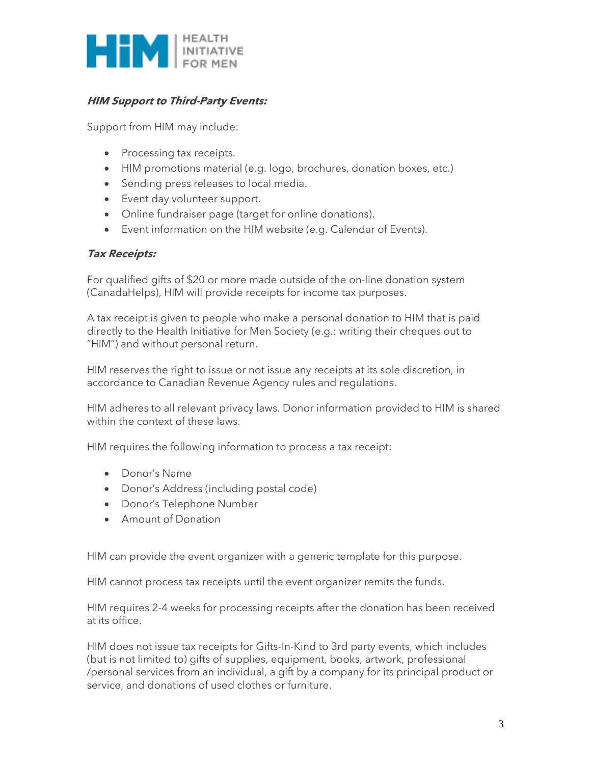***HIM Support to Third-Party Events:***

Support from HIM may include:

- Processing tax receipts.
- HIM promotions material (e.g. logo, brochures, donation boxes, etc.)
- Sending press releases to local media.
- Event day volunteer support.
- Online fundraiser page (target for online donations).
- Event information on the HIM website (e.g. Calendar of Events).

***Tax Receipts:***

For qualified gifts of $20 or more made outside of the on-line donation system (CanadaHelps), HIM will provide receipts for income tax purposes.

A tax receipt is given to people who make a personal donation to HIM that is paid directly to the Health Initiative for Men Society (e.g.: writing their cheques out to "HIM") and without personal return.

HIM reserves the right to issue or not issue any receipts at its sole discretion, in accordance to Canadian Revenue Agency rules and regulations.

HIM adheres to all relevant privacy laws. Donor information provided to HIM is shared within the context of these laws.

HIM requires the following information to process a tax receipt:

- Donor's Name
- Donor's Address (including postal code)
- Donor's Telephone Number
- Amount of Donation

HIM can provide the event organizer with a generic template for this purpose.

HIM cannot process tax receipts until the event organizer remits the funds.

HIM requires 2-4 weeks for processing receipts after the donation has been received at its office.

HIM does not issue tax receipts for Gifts-In-Kind to 3rd party events, which includes (but is not limited to) gifts of supplies, equipment, books, artwork, professional /personal services from an individual, a gift by a company for its principal product or service, and donations of used clothes or furniture.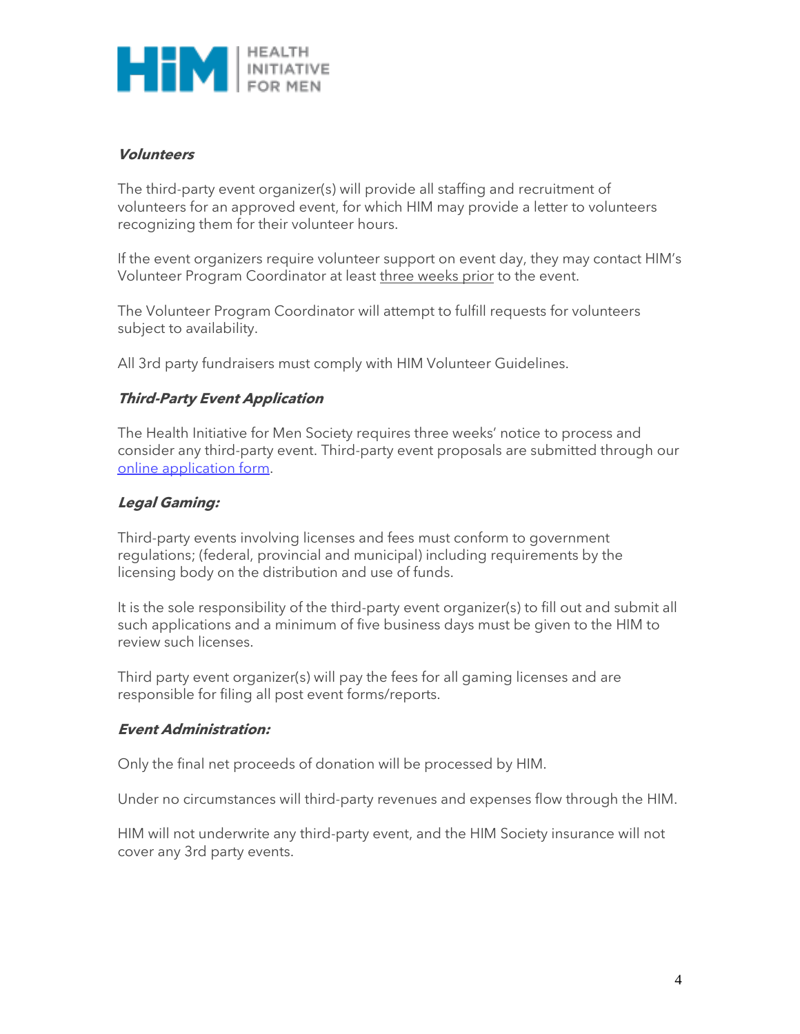### *Volunteers*

The third-party event organizer(s) will provide all staffing and recruitment of volunteers for an approved event, for which HIM may provide a letter to volunteers recognizing them for their volunteer hours.

If the event organizers require volunteer support on event day, they may contact HIM's Volunteer Program Coordinator at least three weeks prior to the event.

The Volunteer Program Coordinator will attempt to fulfill requests for volunteers subject to availability.

All 3rd party fundraisers must comply with HIM Volunteer Guidelines.

### *Third-Party Event Application*

The Health Initiative for Men Society requires three weeks' notice to process and consider any third-party event. Third-party event proposals are submitted through our online application form.

### *Legal Gaming:*

Third-party events involving licenses and fees must conform to government regulations; (federal, provincial and municipal) including requirements by the licensing body on the distribution and use of funds.

It is the sole responsibility of the third-party event organizer(s) to fill out and submit all such applications and a minimum of five business days must be given to the HIM to review such licenses.

Third party event organizer(s) will pay the fees for all gaming licenses and are responsible for filing all post event forms/reports.

### *Event Administration:*

Only the final net proceeds of donation will be processed by HIM.

Under no circumstances will third-party revenues and expenses flow through the HIM.

HIM will not underwrite any third-party event, and the HIM Society insurance will not cover any 3rd party events.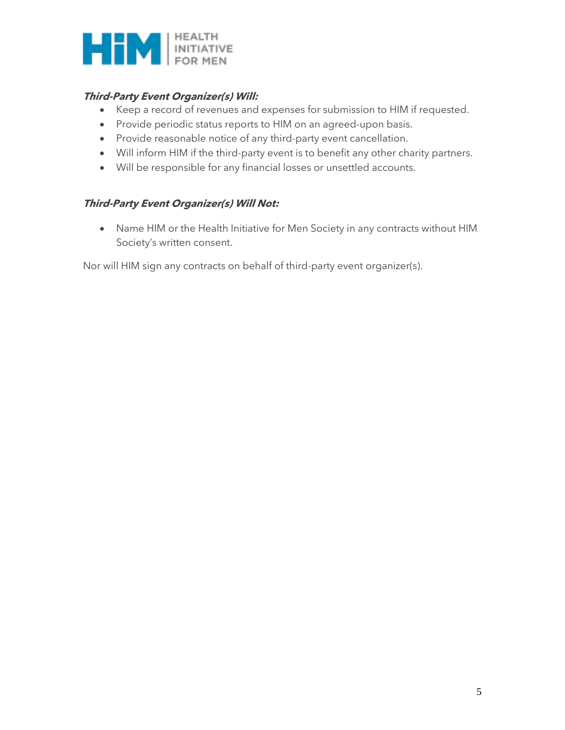***Third-Party Event Organizer(s) Will:***

- Keep a record of revenues and expenses for submission to HIM if requested.
- Provide periodic status reports to HIM on an agreed-upon basis.
- Provide reasonable notice of any third-party event cancellation.
- Will inform HIM if the third-party event is to benefit any other charity partners.
- Will be responsible for any financial losses or unsettled accounts.

***Third-Party Event Organizer(s) Will Not:***

- Name HIM or the Health Initiative for Men Society in any contracts without HIM Society's written consent.

Nor will HIM sign any contracts on behalf of third-party event organizer(s).